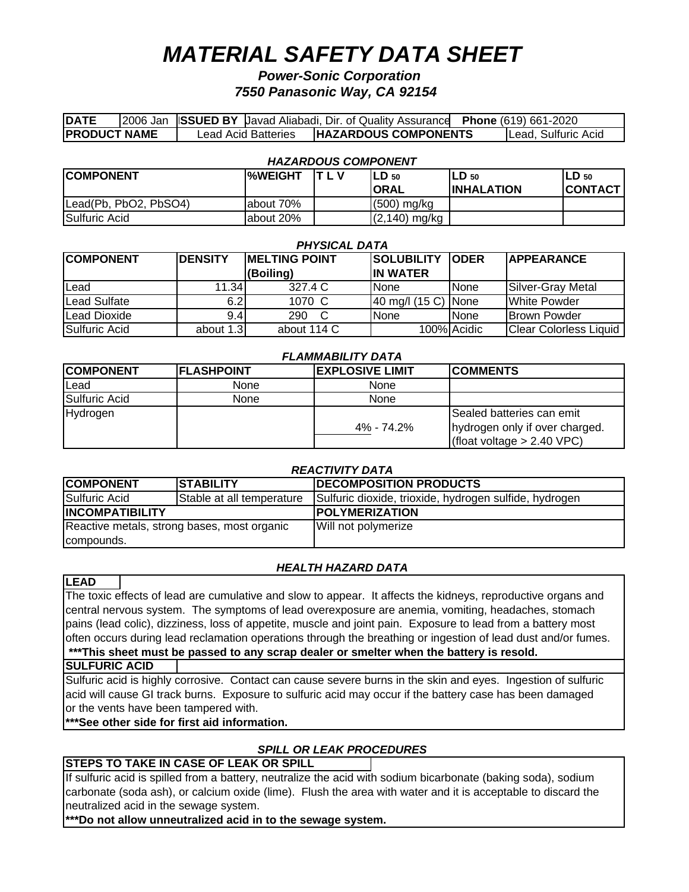# *MATERIAL SAFETY DATA SHEET*

***Power-Sonic Corporation***
***7550 Panasonic Way, CA 92154***

| **DATE** | 2006 Jan | **ISSUED BY** | Javad Aliabadi, Dir. of Quality Assurance | **Phone** (619) 661-2020 |
|---|---|---|---|---|
| **PRODUCT NAME** | Lead Acid Batteries | **HAZARDOUS COMPONENTS** | Lead, Sulfuric Acid | |

### *HAZARDOUS COMPONENT*

| **COMPONENT** | **%WEIGHT** | **T L V** | **LD 50 ORAL** | **LD 50 INHALATION** | **LD 50 CONTACT** |
|---|---|---|---|---|---|
| Lead(Pb, $PbO_2$, $PbSO_4$) | about 70% | | (500) mg/kg | | |
| Sulfuric Acid | about 20% | | (2,140) mg/kg | | |

### *PHYSICAL DATA*

| **COMPONENT** | **DENSITY** | **MELTING POINT (Boiling)** | **SOLUBILITY IN WATER** | **ODER** | **APPEARANCE** |
|---|---|---|---|---|---|
| Lead | 11.34 | 327.4 C | None | None | Silver-Gray Metal |
| Lead Sulfate | 6.2 | 1070 C | 40 mg/l (15 C) | None | White Powder |
| Lead Dioxide | 9.4 | 290 C | None | None | Brown Powder |
| Sulfuric Acid | about 1.3 | about 114 C | 100% | Acidic | Clear Colorless Liquid |

### *FLAMMABILITY DATA*

| **COMPONENT** | **FLASHPOINT** | **EXPLOSIVE LIMIT** | **COMMENTS** |
|---|---|---|---|
| Lead | None | None | |
| Sulfuric Acid | None | None | |
| Hydrogen | | 4% - 74.2% | Sealed batteries can emit hydrogen only if over charged. (float voltage > 2.40 VPC) |

### *REACTIVITY DATA*

| **COMPONENT** | **STABILITY** | **DECOMPOSITION PRODUCTS** |
|---|---|---|
| Sulfuric Acid | Stable at all temperature | Sulfuric dioxide, trioxide, hydrogen sulfide, hydrogen |
| **INCOMPATIBILITY** | | **POLYMERIZATION** |
| Reactive metals, strong bases, most organic compounds. | | Will not polymerize |

### *HEALTH HAZARD DATA*

**LEAD**

The toxic effects of lead are cumulative and slow to appear. It affects the kidneys, reproductive organs and central nervous system. The symptoms of lead overexposure are anemia, vomiting, headaches, stomach pains (lead colic), dizziness, loss of appetite, muscle and joint pain. Exposure to lead from a battery most often occurs during lead reclamation operations through the breathing or ingestion of lead dust and/or fumes.

**\*\*\*This sheet must be passed to any scrap dealer or smelter when the battery is resold.**

**SULFURIC ACID**

Sulfuric acid is highly corrosive. Contact can cause severe burns in the skin and eyes. Ingestion of sulfuric acid will cause GI track burns. Exposure to sulfuric acid may occur if the battery case has been damaged or the vents have been tampered with.

**\*\*\*See other side for first aid information.**

### *SPILL OR LEAK PROCEDURES*

**STEPS TO TAKE IN CASE OF LEAK OR SPILL**

If sulfuric acid is spilled from a battery, neutralize the acid with sodium bicarbonate (baking soda), sodium carbonate (soda ash), or calcium oxide (lime). Flush the area with water and it is acceptable to discard the neutralized acid in the sewage system.

**\*\*\*Do not allow unneutralized acid in to the sewage system.**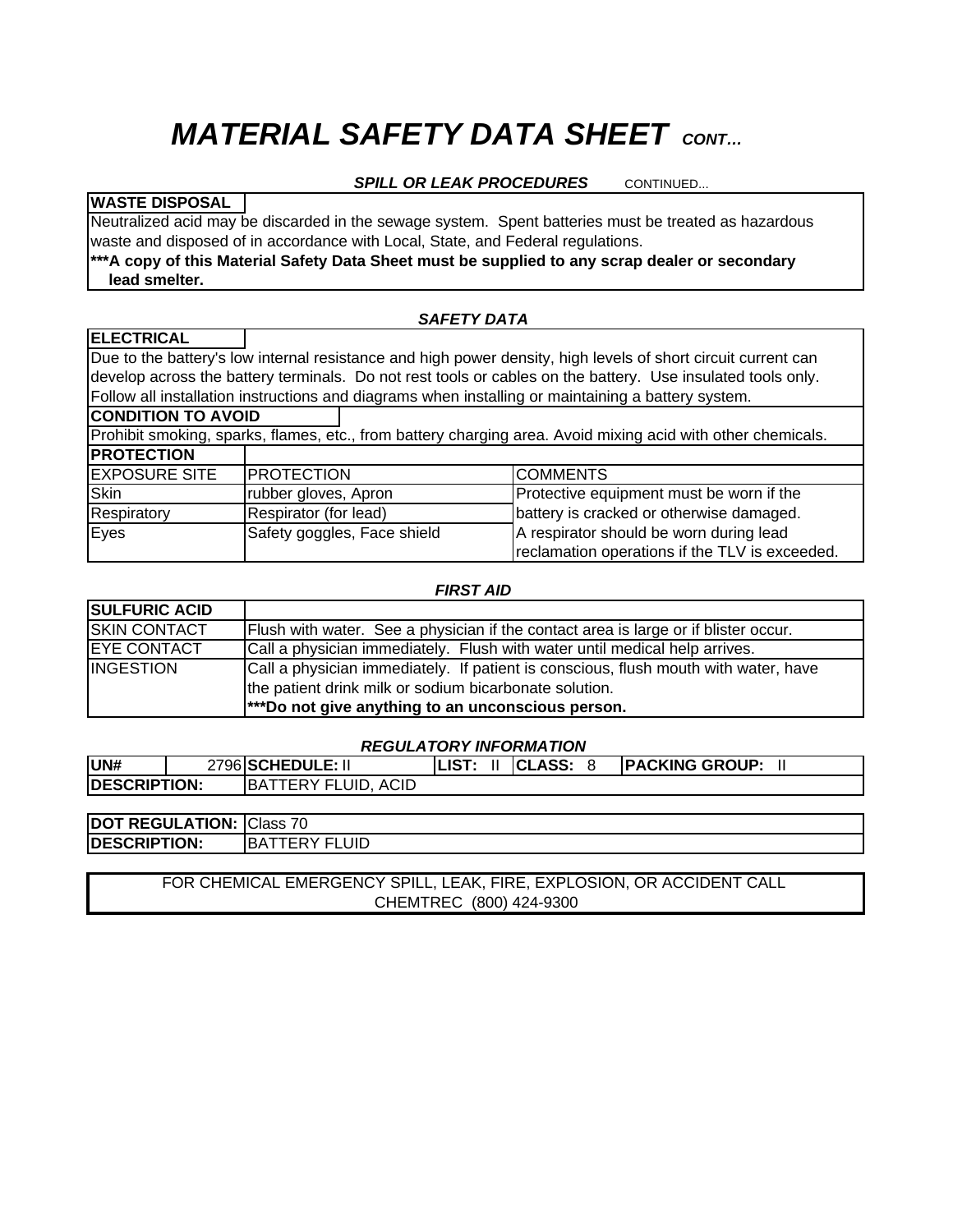# *MATERIAL SAFETY DATA SHEET* *CONT...*

***SPILL OR LEAK PROCEDURES*** CONTINUED...

**WASTE DISPOSAL**

Neutralized acid may be discarded in the sewage system. Spent batteries must be treated as hazardous waste and disposed of in accordance with Local, State, and Federal regulations.

**\*\*\*A copy of this Material Safety Data Sheet must be supplied to any scrap dealer or secondary lead smelter.**

## *SAFETY DATA*

**ELECTRICAL**

Due to the battery's low internal resistance and high power density, high levels of short circuit current can develop across the battery terminals. Do not rest tools or cables on the battery. Use insulated tools only. Follow all installation instructions and diagrams when installing or maintaining a battery system.

**CONDITION TO AVOID**

Prohibit smoking, sparks, flames, etc., from battery charging area. Avoid mixing acid with other chemicals.

**PROTECTION**

| EXPOSURE SITE | PROTECTION | COMMENTS |
|---|---|---|
| Skin | rubber gloves, Apron | Protective equipment must be worn if the battery is cracked or otherwise damaged. A respirator should be worn during lead reclamation operations if the TLV is exceeded. |
| Respiratory | Respirator (for lead) | |
| Eyes | Safety goggles, Face shield | |

## *FIRST AID*

| **SULFURIC ACID** | |
|---|---|
| SKIN CONTACT | Flush with water. See a physician if the contact area is large or if blister occur. |
| EYE CONTACT | Call a physician immediately. Flush with water until medical help arrives. |
| INGESTION | Call a physician immediately. If patient is conscious, flush mouth with water, have the patient drink milk or sodium bicarbonate solution. **\*\*\*Do not give anything to an unconscious person.** |

## *REGULATORY INFORMATION*

| **UN#** | 2796 | **SCHEDULE:** II | **LIST:** II | **CLASS:** 8 | **PACKING GROUP:** II |
|---|---|---|---|---|---|
| **DESCRIPTION:** | | BATTERY FLUID, ACID | | | |

| | |
|---|---|
| **DOT REGULATION:** | Class 70 |
| **DESCRIPTION:** | BATTERY FLUID |

FOR CHEMICAL EMERGENCY SPILL, LEAK, FIRE, EXPLOSION, OR ACCIDENT CALL CHEMTREC (800) 424-9300